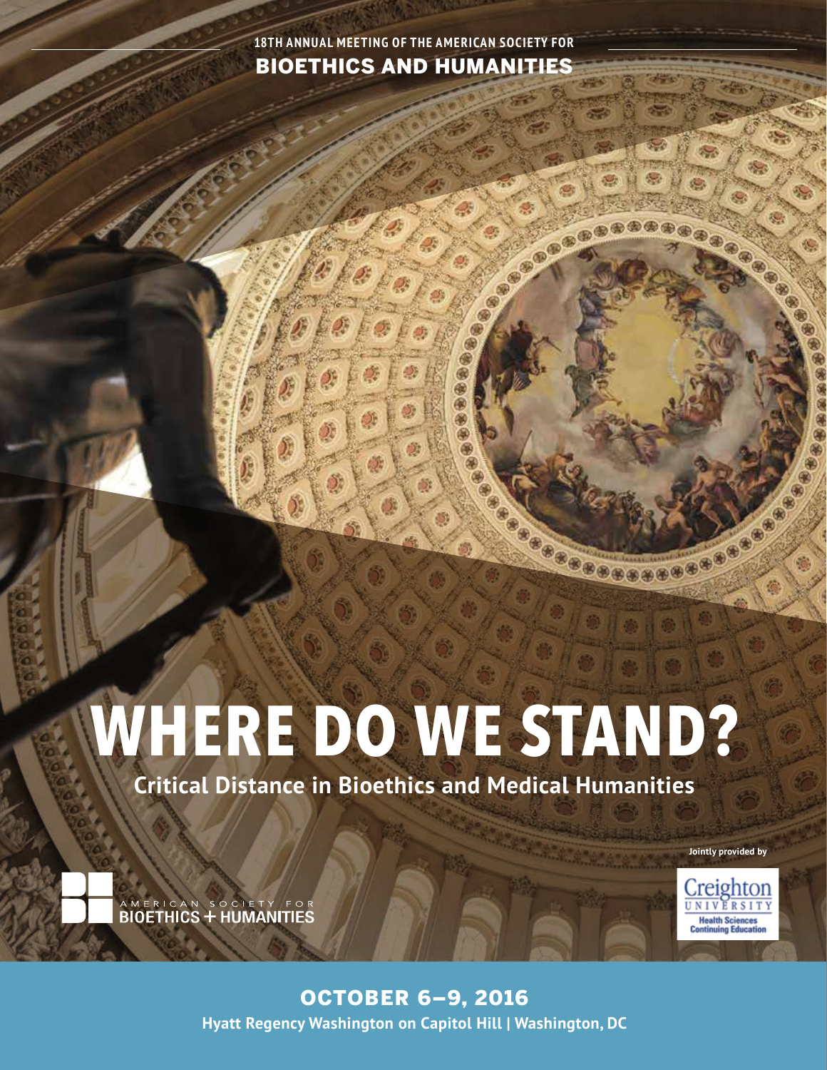18TH ANNUAL MEETING OF THE AMERICAN SOCIETY FOR

**BIOETHICS AND HUMANITIES**

# WHERE DO WE STAND?

## Critical Distance in Bioethics and Medical Humanities

AMERICAN SOCIETY FOR
BIOETHICS + HUMANITIES

Jointly provided by

Creighton University
Health Sciences Continuing Education

**OCTOBER 6–9, 2016**

**Hyatt Regency Washington on Capitol Hill | Washington, DC**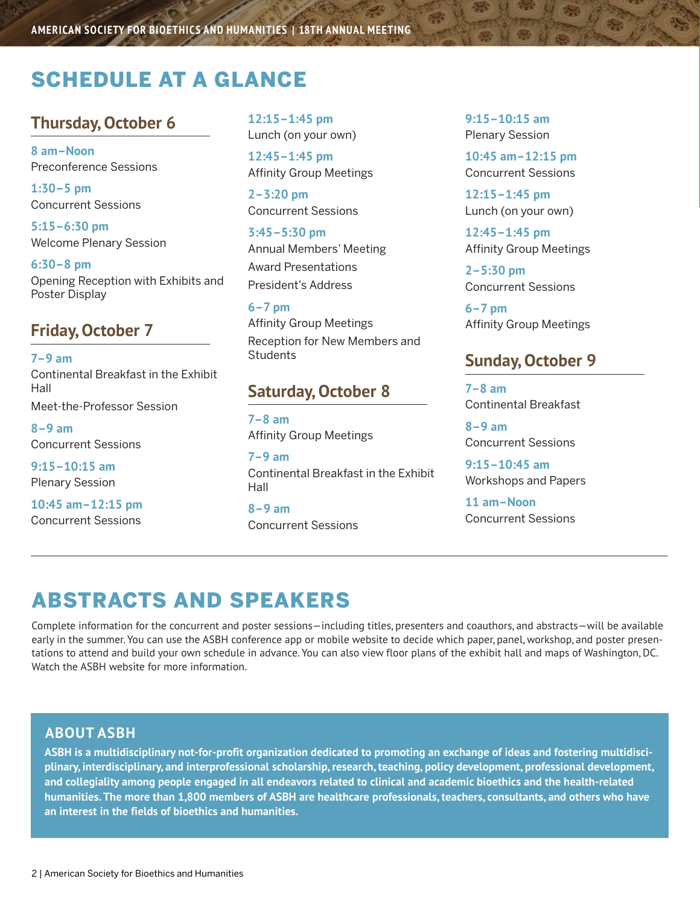# SCHEDULE AT A GLANCE

## Thursday, October 6

**8 am–Noon**
Preconference Sessions

**1:30–5 pm**
Concurrent Sessions

**5:15–6:30 pm**
Welcome Plenary Session

**6:30–8 pm**
Opening Reception with Exhibits and Poster Display

## Friday, October 7

**7–9 am**
Continental Breakfast in the Exhibit Hall
Meet-the-Professor Session

**8–9 am**
Concurrent Sessions

**9:15–10:15 am**
Plenary Session

**10:45 am–12:15 pm**
Concurrent Sessions

**12:15–1:45 pm**
Lunch (on your own)

**12:45–1:45 pm**
Affinity Group Meetings

**2–3:20 pm**
Concurrent Sessions

**3:45–5:30 pm**
Annual Members' Meeting
Award Presentations
President's Address

**6–7 pm**
Affinity Group Meetings
Reception for New Members and Students

## Saturday, October 8

**7–8 am**
Affinity Group Meetings

**7–9 am**
Continental Breakfast in the Exhibit Hall

**8–9 am**
Concurrent Sessions

**9:15–10:15 am**
Plenary Session

**10:45 am–12:15 pm**
Concurrent Sessions

**12:15–1:45 pm**
Lunch (on your own)

**12:45–1:45 pm**
Affinity Group Meetings

**2–5:30 pm**
Concurrent Sessions

**6–7 pm**
Affinity Group Meetings

## Sunday, October 9

**7–8 am**
Continental Breakfast

**8–9 am**
Concurrent Sessions

**9:15–10:45 am**
Workshops and Papers

**11 am–Noon**
Concurrent Sessions

# ABSTRACTS AND SPEAKERS

Complete information for the concurrent and poster sessions—including titles, presenters and coauthors, and abstracts—will be available early in the summer. You can use the ASBH conference app or mobile website to decide which paper, panel, workshop, and poster presentations to attend and build your own schedule in advance. You can also view floor plans of the exhibit hall and maps of Washington, DC. Watch the ASBH website for more information.

## ABOUT ASBH

**ASBH is a multidisciplinary not-for-profit organization dedicated to promoting an exchange of ideas and fostering multidisciplinary, interdisciplinary, and interprofessional scholarship, research, teaching, policy development, professional development, and collegiality among people engaged in all endeavors related to clinical and academic bioethics and the health-related humanities. The more than 1,800 members of ASBH are healthcare professionals, teachers, consultants, and others who have an interest in the fields of bioethics and humanities.**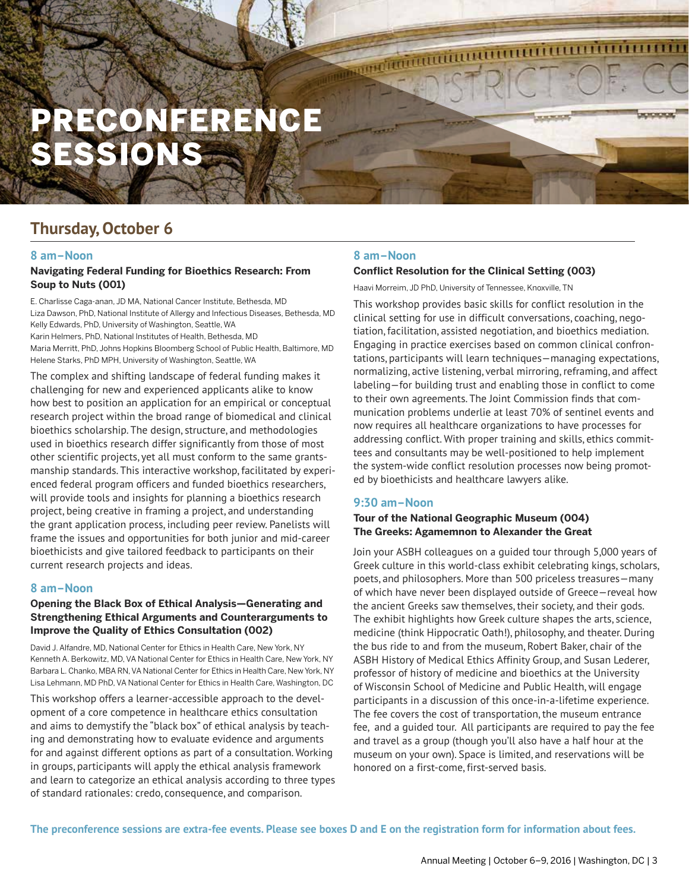# PRECONFERENCE SESSIONS

## Thursday, October 6

### 8 am–Noon

**Navigating Federal Funding for Bioethics Research: From Soup to Nuts (001)**

E. Charlisse Caga-anan, JD MA, National Cancer Institute, Bethesda, MD
Liza Dawson, PhD, National Institute of Allergy and Infectious Diseases, Bethesda, MD
Kelly Edwards, PhD, University of Washington, Seattle, WA
Karin Helmers, PhD, National Institutes of Health, Bethesda, MD
Maria Merritt, PhD, Johns Hopkins Bloomberg School of Public Health, Baltimore, MD
Helene Starks, PhD MPH, University of Washington, Seattle, WA

The complex and shifting landscape of federal funding makes it challenging for new and experienced applicants alike to know how best to position an application for an empirical or conceptual research project within the broad range of biomedical and clinical bioethics scholarship. The design, structure, and methodologies used in bioethics research differ significantly from those of most other scientific projects, yet all must conform to the same grantsmanship standards. This interactive workshop, facilitated by experienced federal program officers and funded bioethics researchers, will provide tools and insights for planning a bioethics research project, being creative in framing a project, and understanding the grant application process, including peer review. Panelists will frame the issues and opportunities for both junior and mid-career bioethicists and give tailored feedback to participants on their current research projects and ideas.

### 8 am–Noon

**Opening the Black Box of Ethical Analysis—Generating and Strengthening Ethical Arguments and Counterarguments to Improve the Quality of Ethics Consultation (002)**

David J. Alfandre, MD, National Center for Ethics in Health Care, New York, NY
Kenneth A. Berkowitz, MD, VA National Center for Ethics in Health Care, New York, NY
Barbara L. Chanko, MBA RN, VA National Center for Ethics in Health Care, New York, NY
Lisa Lehmann, MD PhD, VA National Center for Ethics in Health Care, Washington, DC

This workshop offers a learner-accessible approach to the development of a core competence in healthcare ethics consultation and aims to demystify the "black box" of ethical analysis by teaching and demonstrating how to evaluate evidence and arguments for and against different options as part of a consultation. Working in groups, participants will apply the ethical analysis framework and learn to categorize an ethical analysis according to three types of standard rationales: credo, consequence, and comparison.

### 8 am–Noon

**Conflict Resolution for the Clinical Setting (003)**

Haavi Morreim, JD PhD, University of Tennessee, Knoxville, TN

This workshop provides basic skills for conflict resolution in the clinical setting for use in difficult conversations, coaching, negotiation, facilitation, assisted negotiation, and bioethics mediation. Engaging in practice exercises based on common clinical confrontations, participants will learn techniques—managing expectations, normalizing, active listening, verbal mirroring, reframing, and affect labeling—for building trust and enabling those in conflict to come to their own agreements. The Joint Commission finds that communication problems underlie at least 70% of sentinel events and now requires all healthcare organizations to have processes for addressing conflict. With proper training and skills, ethics committees and consultants may be well-positioned to help implement the system-wide conflict resolution processes now being promoted by bioethicists and healthcare lawyers alike.

### 9:30 am–Noon

**Tour of the National Geographic Museum (004)**
**The Greeks: Agamemnon to Alexander the Great**

Join your ASBH colleagues on a guided tour through 5,000 years of Greek culture in this world-class exhibit celebrating kings, scholars, poets, and philosophers. More than 500 priceless treasures—many of which have never been displayed outside of Greece—reveal how the ancient Greeks saw themselves, their society, and their gods. The exhibit highlights how Greek culture shapes the arts, science, medicine (think Hippocratic Oath!), philosophy, and theater. During the bus ride to and from the museum, Robert Baker, chair of the ASBH History of Medical Ethics Affinity Group, and Susan Lederer, professor of history of medicine and bioethics at the University of Wisconsin School of Medicine and Public Health, will engage participants in a discussion of this once-in-a-lifetime experience. The fee covers the cost of transportation, the museum entrance fee, and a guided tour. All participants are required to pay the fee and travel as a group (though you'll also have a half hour at the museum on your own). Space is limited, and reservations will be honored on a first-come, first-served basis.

**The preconference sessions are extra-fee events. Please see boxes D and E on the registration form for information about fees.**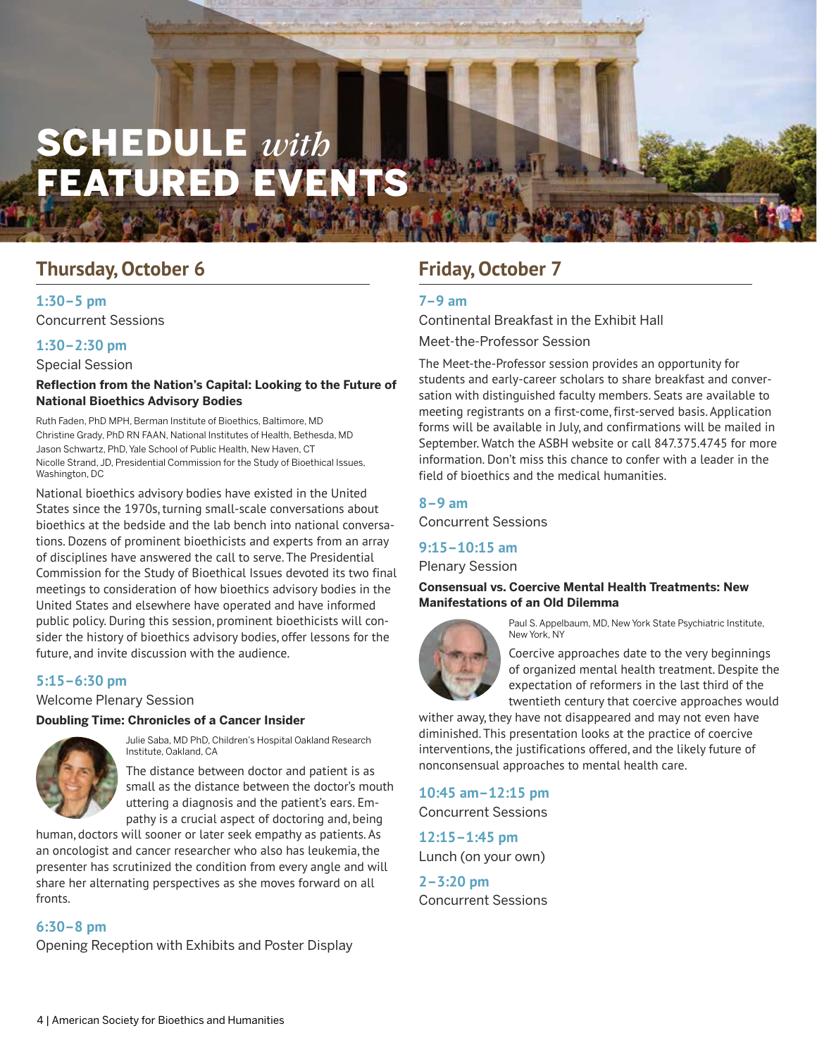# SCHEDULE *with* FEATURED EVENTS

## Thursday, October 6

### 1:30–5 pm

Concurrent Sessions

### 1:30–2:30 pm

Special Session

**Reflection from the Nation's Capital: Looking to the Future of National Bioethics Advisory Bodies**

Ruth Faden, PhD MPH, Berman Institute of Bioethics, Baltimore, MD
Christine Grady, PhD RN FAAN, National Institutes of Health, Bethesda, MD
Jason Schwartz, PhD, Yale School of Public Health, New Haven, CT
Nicolle Strand, JD, Presidential Commission for the Study of Bioethical Issues, Washington, DC

National bioethics advisory bodies have existed in the United States since the 1970s, turning small-scale conversations about bioethics at the bedside and the lab bench into national conversations. Dozens of prominent bioethicists and experts from an array of disciplines have answered the call to serve. The Presidential Commission for the Study of Bioethical Issues devoted its two final meetings to consideration of how bioethics advisory bodies in the United States and elsewhere have operated and have informed public policy. During this session, prominent bioethicists will consider the history of bioethics advisory bodies, offer lessons for the future, and invite discussion with the audience.

### 5:15–6:30 pm

Welcome Plenary Session

**Doubling Time: Chronicles of a Cancer Insider**

Julie Saba, MD PhD, Children's Hospital Oakland Research Institute, Oakland, CA

The distance between doctor and patient is as small as the distance between the doctor's mouth uttering a diagnosis and the patient's ears. Empathy is a crucial aspect of doctoring and, being human, doctors will sooner or later seek empathy as patients. As an oncologist and cancer researcher who also has leukemia, the presenter has scrutinized the condition from every angle and will share her alternating perspectives as she moves forward on all fronts.

### 6:30–8 pm

Opening Reception with Exhibits and Poster Display

## Friday, October 7

### 7–9 am

Continental Breakfast in the Exhibit Hall

Meet-the-Professor Session

The Meet-the-Professor session provides an opportunity for students and early-career scholars to share breakfast and conversation with distinguished faculty members. Seats are available to meeting registrants on a first-come, first-served basis. Application forms will be available in July, and confirmations will be mailed in September. Watch the ASBH website or call 847.375.4745 for more information. Don't miss this chance to confer with a leader in the field of bioethics and the medical humanities.

### 8–9 am

Concurrent Sessions

### 9:15–10:15 am

Plenary Session

**Consensual vs. Coercive Mental Health Treatments: New Manifestations of an Old Dilemma**

Paul S. Appelbaum, MD, New York State Psychiatric Institute, New York, NY

Coercive approaches date to the very beginnings of organized mental health treatment. Despite the expectation of reformers in the last third of the twentieth century that coercive approaches would wither away, they have not disappeared and may not even have diminished. This presentation looks at the practice of coercive interventions, the justifications offered, and the likely future of nonconsensual approaches to mental health care.

### 10:45 am–12:15 pm

Concurrent Sessions

### 12:15–1:45 pm

Lunch (on your own)

### 2–3:20 pm

Concurrent Sessions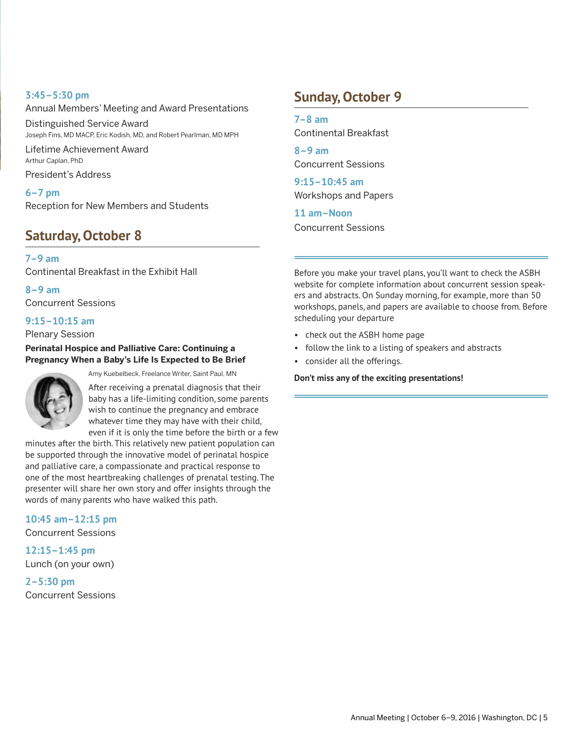**3:45–5:30 pm**
Annual Members' Meeting and Award Presentations

Distinguished Service Award
Joseph Fins, MD MACP, Eric Kodish, MD, and Robert Pearlman, MD MPH

Lifetime Achievement Award
Arthur Caplan, PhD

President's Address

**6–7 pm**
Reception for New Members and Students

## Saturday, October 8

**7–9 am**
Continental Breakfast in the Exhibit Hall

**8–9 am**
Concurrent Sessions

**9:15–10:15 am**
Plenary Session

**Perinatal Hospice and Palliative Care: Continuing a Pregnancy When a Baby's Life Is Expected to Be Brief**

Amy Kuebelbeck, Freelance Writer, Saint Paul, MN

After receiving a prenatal diagnosis that their baby has a life-limiting condition, some parents wish to continue the pregnancy and embrace whatever time they may have with their child, even if it is only the time before the birth or a few minutes after the birth. This relatively new patient population can be supported through the innovative model of perinatal hospice and palliative care, a compassionate and practical response to one of the most heartbreaking challenges of prenatal testing. The presenter will share her own story and offer insights through the words of many parents who have walked this path.

**10:45 am–12:15 pm**
Concurrent Sessions

**12:15–1:45 pm**
Lunch (on your own)

**2–5:30 pm**
Concurrent Sessions

## Sunday, October 9

**7–8 am**
Continental Breakfast

**8–9 am**
Concurrent Sessions

**9:15–10:45 am**
Workshops and Papers

**11 am–Noon**
Concurrent Sessions

---

Before you make your travel plans, you'll want to check the ASBH website for complete information about concurrent session speakers and abstracts. On Sunday morning, for example, more than 50 workshops, panels, and papers are available to choose from. Before scheduling your departure

- check out the ASBH home page
- follow the link to a listing of speakers and abstracts
- consider all the offerings.

**Don't miss any of the exciting presentations!**

---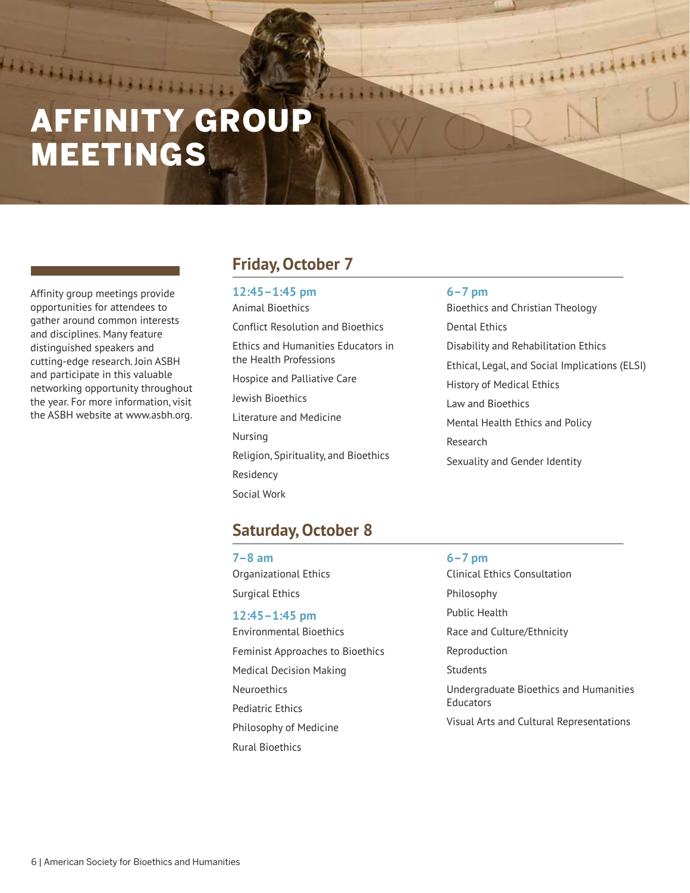# AFFINITY GROUP MEETINGS

Affinity group meetings provide opportunities for attendees to gather around common interests and disciplines. Many feature distinguished speakers and cutting-edge research. Join ASBH and participate in this valuable networking opportunity throughout the year. For more information, visit the ASBH website at www.asbh.org.

## Friday, October 7

### 12:45–1:45 pm

Animal Bioethics

Conflict Resolution and Bioethics

Ethics and Humanities Educators in the Health Professions

Hospice and Palliative Care

Jewish Bioethics

Literature and Medicine

Nursing

Religion, Spirituality, and Bioethics

Residency

Social Work

### 6–7 pm

Bioethics and Christian Theology

Dental Ethics

Disability and Rehabilitation Ethics

Ethical, Legal, and Social Implications (ELSI)

History of Medical Ethics

Law and Bioethics

Mental Health Ethics and Policy

Research

Sexuality and Gender Identity

## Saturday, October 8

### 7–8 am

Organizational Ethics

Surgical Ethics

### 12:45–1:45 pm

Environmental Bioethics

Feminist Approaches to Bioethics

Medical Decision Making

Neuroethics

Pediatric Ethics

Philosophy of Medicine

Rural Bioethics

### 6–7 pm

Clinical Ethics Consultation

Philosophy

Public Health

Race and Culture/Ethnicity

Reproduction

Students

Undergraduate Bioethics and Humanities Educators

Visual Arts and Cultural Representations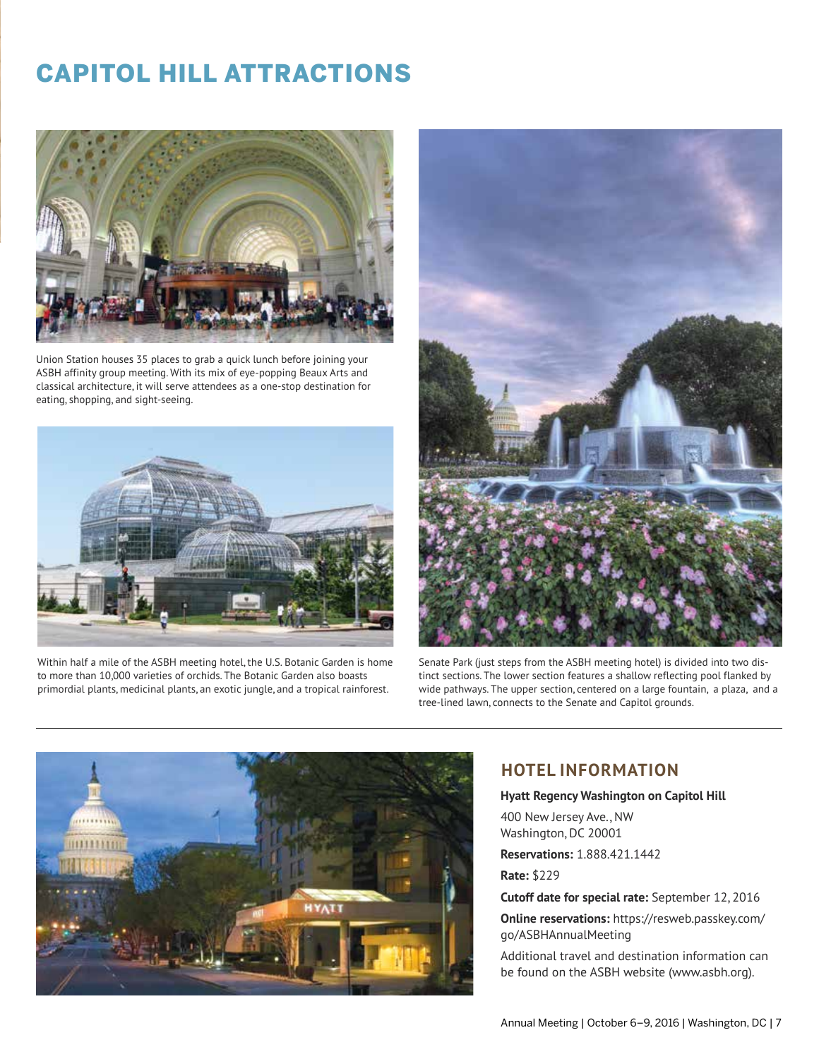# CAPITOL HILL ATTRACTIONS

Union Station houses 35 places to grab a quick lunch before joining your ASBH affinity group meeting. With its mix of eye-popping Beaux Arts and classical architecture, it will serve attendees as a one-stop destination for eating, shopping, and sight-seeing.

Within half a mile of the ASBH meeting hotel, the U.S. Botanic Garden is home to more than 10,000 varieties of orchids. The Botanic Garden also boasts primordial plants, medicinal plants, an exotic jungle, and a tropical rainforest.

Senate Park (just steps from the ASBH meeting hotel) is divided into two distinct sections. The lower section features a shallow reflecting pool flanked by wide pathways. The upper section, centered on a large fountain, a plaza, and a tree-lined lawn, connects to the Senate and Capitol grounds.

## HOTEL INFORMATION

**Hyatt Regency Washington on Capitol Hill**

400 New Jersey Ave., NW
Washington, DC 20001

**Reservations:** 1.888.421.1442

**Rate:** $229

**Cutoff date for special rate:** September 12, 2016

**Online reservations:** https://resweb.passkey.com/go/ASBHAnnualMeeting

Additional travel and destination information can be found on the ASBH website (www.asbh.org).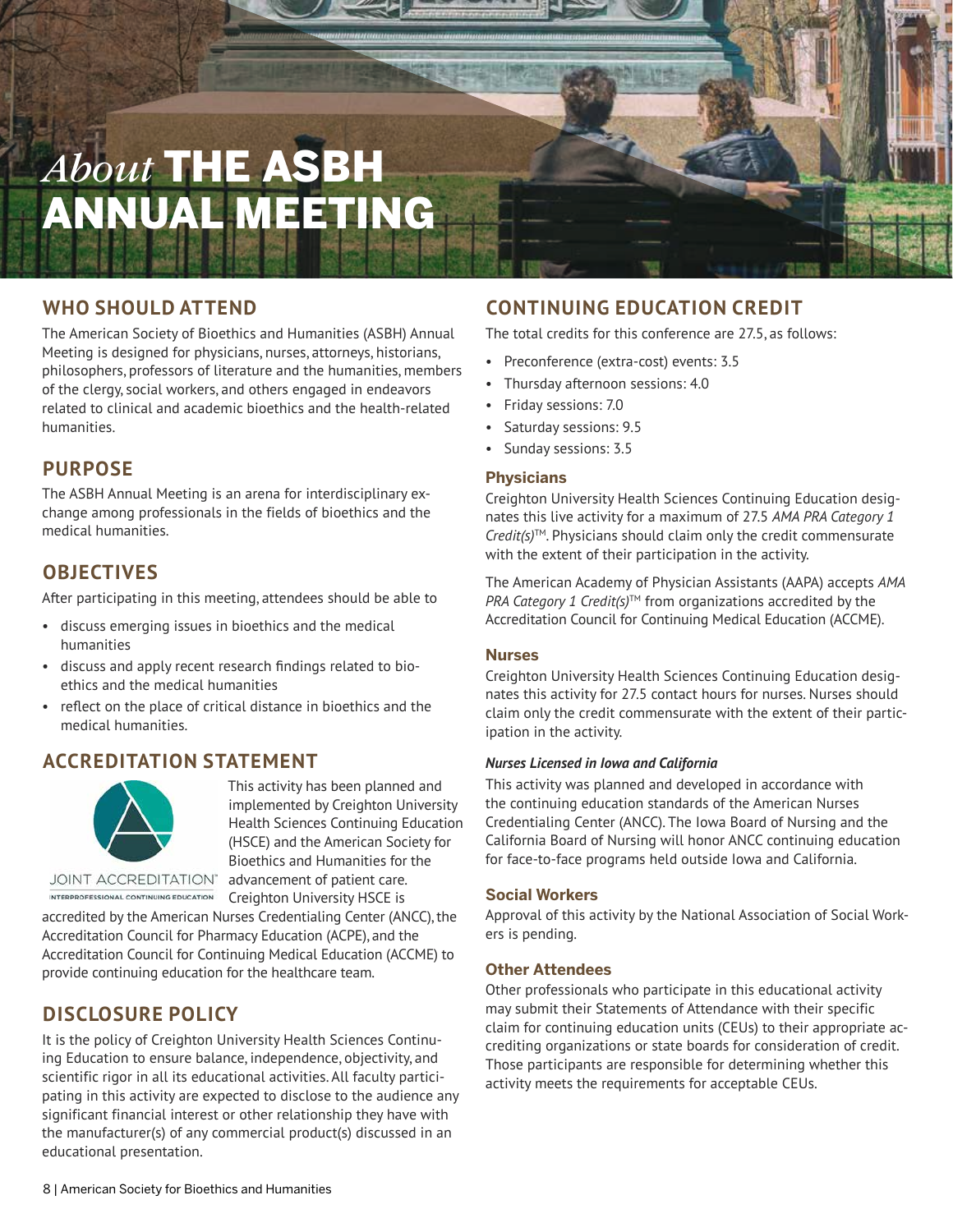# *About* THE ASBH ANNUAL MEETING

## WHO SHOULD ATTEND

The American Society of Bioethics and Humanities (ASBH) Annual Meeting is designed for physicians, nurses, attorneys, historians, philosophers, professors of literature and the humanities, members of the clergy, social workers, and others engaged in endeavors related to clinical and academic bioethics and the health-related humanities.

## PURPOSE

The ASBH Annual Meeting is an arena for interdisciplinary exchange among professionals in the fields of bioethics and the medical humanities.

## OBJECTIVES

After participating in this meeting, attendees should be able to

- discuss emerging issues in bioethics and the medical humanities
- discuss and apply recent research findings related to bioethics and the medical humanities
- reflect on the place of critical distance in bioethics and the medical humanities.

## ACCREDITATION STATEMENT

JOINT ACCREDITATION™ INTERPROFESSIONAL CONTINUING EDUCATION

This activity has been planned and implemented by Creighton University Health Sciences Continuing Education (HSCE) and the American Society for Bioethics and Humanities for the advancement of patient care. Creighton University HSCE is accredited by the American Nurses Credentialing Center (ANCC), the Accreditation Council for Pharmacy Education (ACPE), and the Accreditation Council for Continuing Medical Education (ACCME) to provide continuing education for the healthcare team.

## DISCLOSURE POLICY

It is the policy of Creighton University Health Sciences Continuing Education to ensure balance, independence, objectivity, and scientific rigor in all its educational activities. All faculty participating in this activity are expected to disclose to the audience any significant financial interest or other relationship they have with the manufacturer(s) of any commercial product(s) discussed in an educational presentation.

## CONTINUING EDUCATION CREDIT

The total credits for this conference are 27.5, as follows:

- Preconference (extra-cost) events: 3.5
- Thursday afternoon sessions: 4.0
- Friday sessions: 7.0
- Saturday sessions: 9.5
- Sunday sessions: 3.5

### Physicians

Creighton University Health Sciences Continuing Education designates this live activity for a maximum of 27.5 *AMA PRA Category 1 Credit(s)*™. Physicians should claim only the credit commensurate with the extent of their participation in the activity.

The American Academy of Physician Assistants (AAPA) accepts *AMA PRA Category 1 Credit(s)*™ from organizations accredited by the Accreditation Council for Continuing Medical Education (ACCME).

### Nurses

Creighton University Health Sciences Continuing Education designates this activity for 27.5 contact hours for nurses. Nurses should claim only the credit commensurate with the extent of their participation in the activity.

#### *Nurses Licensed in Iowa and California*

This activity was planned and developed in accordance with the continuing education standards of the American Nurses Credentialing Center (ANCC). The Iowa Board of Nursing and the California Board of Nursing will honor ANCC continuing education for face-to-face programs held outside Iowa and California.

### Social Workers

Approval of this activity by the National Association of Social Workers is pending.

### Other Attendees

Other professionals who participate in this educational activity may submit their Statements of Attendance with their specific claim for continuing education units (CEUs) to their appropriate accrediting organizations or state boards for consideration of credit. Those participants are responsible for determining whether this activity meets the requirements for acceptable CEUs.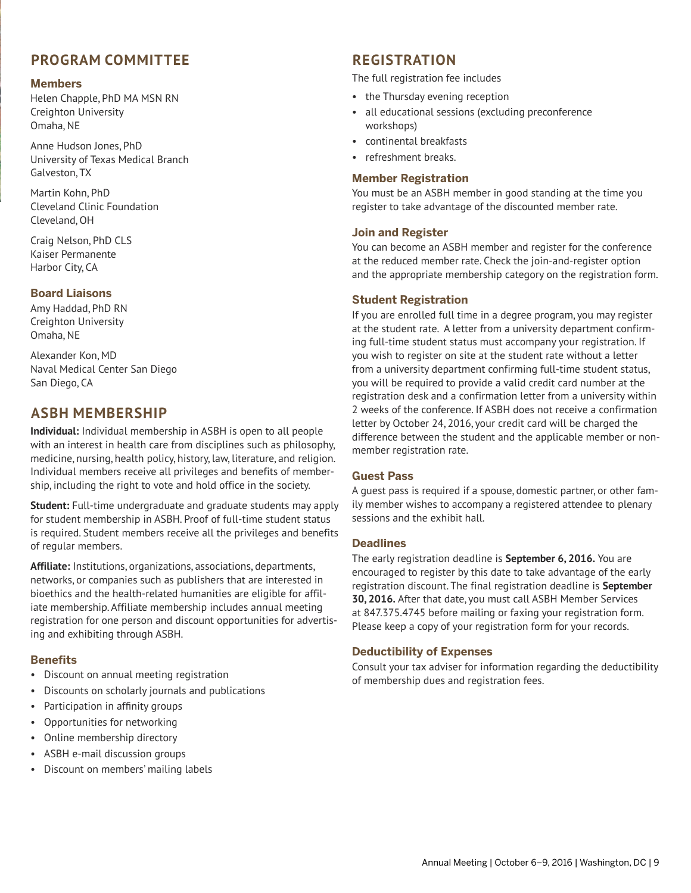## PROGRAM COMMITTEE

### Members

Helen Chapple, PhD MA MSN RN
Creighton University
Omaha, NE

Anne Hudson Jones, PhD
University of Texas Medical Branch
Galveston, TX

Martin Kohn, PhD
Cleveland Clinic Foundation
Cleveland, OH

Craig Nelson, PhD CLS
Kaiser Permanente
Harbor City, CA

### Board Liaisons

Amy Haddad, PhD RN
Creighton University
Omaha, NE

Alexander Kon, MD
Naval Medical Center San Diego
San Diego, CA

## ASBH MEMBERSHIP

**Individual:** Individual membership in ASBH is open to all people with an interest in health care from disciplines such as philosophy, medicine, nursing, health policy, history, law, literature, and religion. Individual members receive all privileges and benefits of membership, including the right to vote and hold office in the society.

**Student:** Full-time undergraduate and graduate students may apply for student membership in ASBH. Proof of full-time student status is required. Student members receive all the privileges and benefits of regular members.

**Affiliate:** Institutions, organizations, associations, departments, networks, or companies such as publishers that are interested in bioethics and the health-related humanities are eligible for affiliate membership. Affiliate membership includes annual meeting registration for one person and discount opportunities for advertising and exhibiting through ASBH.

### Benefits

- Discount on annual meeting registration
- Discounts on scholarly journals and publications
- Participation in affinity groups
- Opportunities for networking
- Online membership directory
- ASBH e-mail discussion groups
- Discount on members' mailing labels

## REGISTRATION

The full registration fee includes

- the Thursday evening reception
- all educational sessions (excluding preconference workshops)
- continental breakfasts
- refreshment breaks.

### Member Registration

You must be an ASBH member in good standing at the time you register to take advantage of the discounted member rate.

### Join and Register

You can become an ASBH member and register for the conference at the reduced member rate. Check the join-and-register option and the appropriate membership category on the registration form.

### Student Registration

If you are enrolled full time in a degree program, you may register at the student rate. A letter from a university department confirming full-time student status must accompany your registration. If you wish to register on site at the student rate without a letter from a university department confirming full-time student status, you will be required to provide a valid credit card number at the registration desk and a confirmation letter from a university within 2 weeks of the conference. If ASBH does not receive a confirmation letter by October 24, 2016, your credit card will be charged the difference between the student and the applicable member or nonmember registration rate.

### Guest Pass

A guest pass is required if a spouse, domestic partner, or other family member wishes to accompany a registered attendee to plenary sessions and the exhibit hall.

### Deadlines

The early registration deadline is **September 6, 2016.** You are encouraged to register by this date to take advantage of the early registration discount. The final registration deadline is **September 30, 2016.** After that date, you must call ASBH Member Services at 847.375.4745 before mailing or faxing your registration form. Please keep a copy of your registration form for your records.

### Deductibility of Expenses

Consult your tax adviser for information regarding the deductibility of membership dues and registration fees.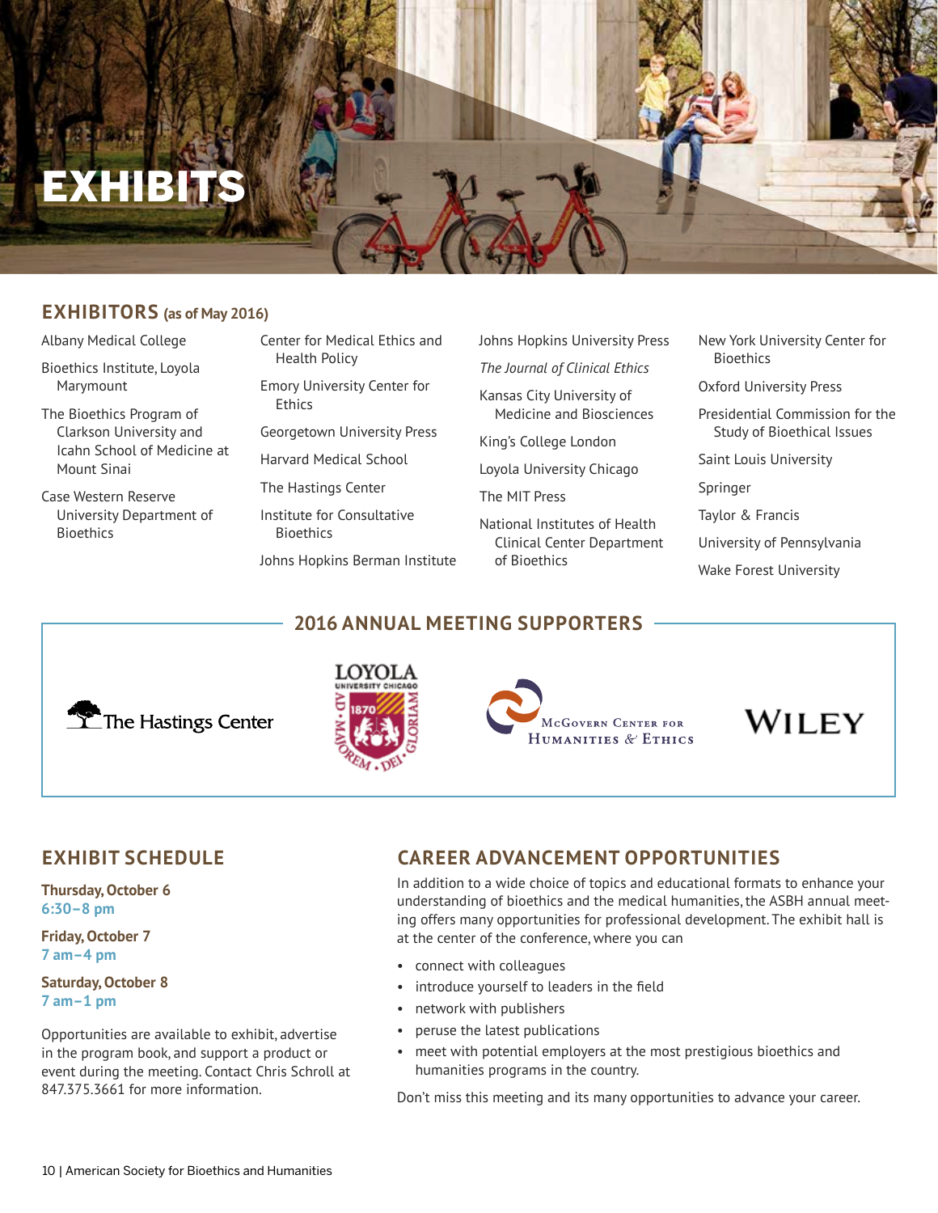# EXHIBITS

## EXHIBITORS (as of May 2016)

Albany Medical College

Bioethics Institute, Loyola Marymount

The Bioethics Program of Clarkson University and Icahn School of Medicine at Mount Sinai

Case Western Reserve University Department of Bioethics

Center for Medical Ethics and Health Policy

Emory University Center for Ethics

Georgetown University Press

Harvard Medical School

The Hastings Center

Institute for Consultative Bioethics

Johns Hopkins Berman Institute

Johns Hopkins University Press

*The Journal of Clinical Ethics*

Kansas City University of Medicine and Biosciences

King's College London

Loyola University Chicago

The MIT Press

National Institutes of Health Clinical Center Department of Bioethics

New York University Center for Bioethics

Oxford University Press

Presidential Commission for the Study of Bioethical Issues

Saint Louis University

Springer

Taylor & Francis

University of Pennsylvania

Wake Forest University

## 2016 ANNUAL MEETING SUPPORTERS

The Hastings Center

Loyola University Chicago

McGovern Center for Humanities & Ethics

Wiley

## EXHIBIT SCHEDULE

**Thursday, October 6**
**6:30–8 pm**

**Friday, October 7**
**7 am–4 pm**

**Saturday, October 8**
**7 am–1 pm**

Opportunities are available to exhibit, advertise in the program book, and support a product or event during the meeting. Contact Chris Schroll at 847.375.3661 for more information.

## CAREER ADVANCEMENT OPPORTUNITIES

In addition to a wide choice of topics and educational formats to enhance your understanding of bioethics and the medical humanities, the ASBH annual meeting offers many opportunities for professional development. The exhibit hall is at the center of the conference, where you can

- connect with colleagues
- introduce yourself to leaders in the field
- network with publishers
- peruse the latest publications
- meet with potential employers at the most prestigious bioethics and humanities programs in the country.

Don't miss this meeting and its many opportunities to advance your career.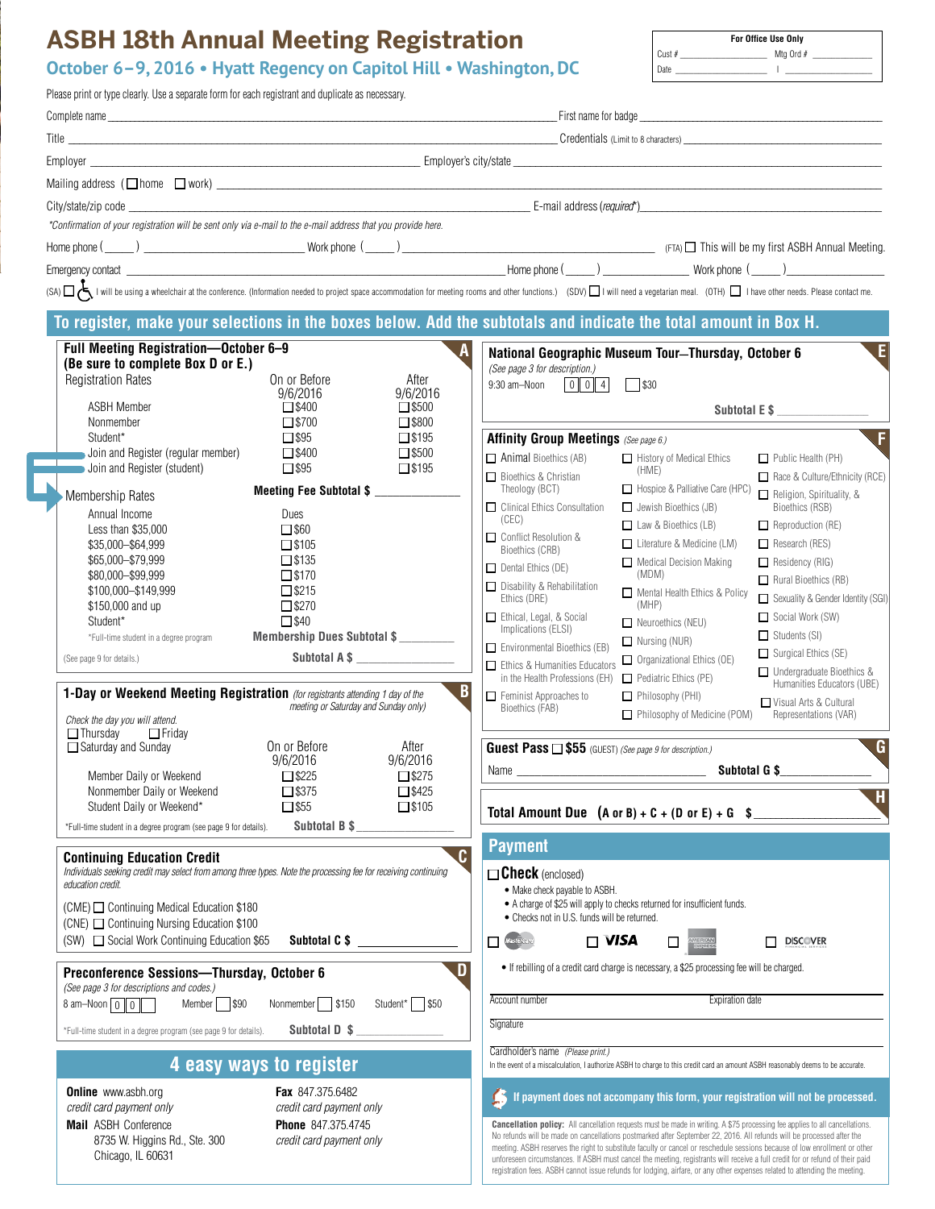# ASBH 18th Annual Meeting Registration

## October 6–9, 2016 • Hyatt Regency on Capitol Hill • Washington, DC

**For Office Use Only**
Cust # ____________ Mtg Ord # ____________
Date ____________ | ____________

Please print or type clearly. Use a separate form for each registrant and duplicate as necessary.

Complete name ______________________________ First name for badge ______________________________

Title ______________________________ Credentials (Limit to 8 characters) ______________________________

Employer ______________________________ Employer's city/state ______________________________

Mailing address (☐ home ☐ work) ______________________________

City/state/zip code ______________________________ E-mail address (*required**) ______________________________

*Confirmation of your registration will be sent only via e-mail to the e-mail address that you provide here.*

Home phone (____) ______________ Work phone (____) ______________ (FTA) ☐ This will be my first ASBH Annual Meeting.

Emergency contact ______________________________ Home phone (____) ______________ Work phone (____) ______________

(SA) ☐ ♿ I will be using a wheelchair at the conference. (Information needed to project space accommodation for meeting rooms and other functions.) (SDV) ☐ I will need a vegetarian meal. (OTH) ☐ I have other needs. Please contact me.

## To register, make your selections in the boxes below. Add the subtotals and indicate the total amount in Box H.

### A — Full Meeting Registration—October 6–9
**(Be sure to complete Box D or E.)**

| Registration Rates | On or Before 9/6/2016 | After 9/6/2016 |
|---|---|---|
| ASBH Member | ☐ $400 | ☐ $500 |
| Nonmember | ☐ $700 | ☐ $800 |
| Student* | ☐ $95 | ☐ $195 |
| Join and Register (regular member) | ☐ $400 | ☐ $500 |
| Join and Register (student) | ☐ $95 | ☐ $195 |

**Meeting Fee Subtotal $** ______________

| Membership Rates — Annual Income | Dues |
|---|---|
| Less than $35,000 | ☐ $60 |
| $35,000–$64,999 | ☐ $105 |
| $65,000–$79,999 | ☐ $135 |
| $80,000–$99,999 | ☐ $170 |
| $100,000–$149,999 | ☐ $215 |
| $150,000 and up | ☐ $270 |
| Student* | ☐ $40 |

*Full-time student in a degree program

**Membership Dues Subtotal $** ______________

(See page 9 for details.) **Subtotal A $** ______________

### B — 1-Day or Weekend Meeting Registration
*(for registrants attending 1 day of the meeting or Saturday and Sunday only)*

*Check the day you will attend.*
☐ Thursday ☐ Friday
☐ Saturday and Sunday

| | On or Before 9/6/2016 | After 9/6/2016 |
|---|---|---|
| Member Daily or Weekend | ☐ $225 | ☐ $275 |
| Nonmember Daily or Weekend | ☐ $375 | ☐ $425 |
| Student Daily or Weekend* | ☐ $55 | ☐ $105 |

*Full-time student in a degree program (see page 9 for details). **Subtotal B $** ______________

### C — Continuing Education Credit
*Individuals seeking credit may select from among three types. Note the processing fee for receiving continuing education credit.*

(CME) ☐ Continuing Medical Education $180
(CNE) ☐ Continuing Nursing Education $100
(SW) ☐ Social Work Continuing Education $65 **Subtotal C $** ______________

### D — Preconference Sessions—Thursday, October 6
*(See page 3 for descriptions and codes.)*

8 am–Noon [0][0][ ] Member ☐ $90 Nonmember ☐ $150 Student* ☐ $50

*Full-time student in a degree program (see page 9 for details). **Subtotal D $** ______________

### E — National Geographic Museum Tour—Thursday, October 6
*(See page 3 for description.)*

9:30 am–Noon [0][0][4] ☐ $30

**Subtotal E $** ______________

### F — Affinity Group Meetings *(See page 6.)*

- ☐ Animal Bioethics (AB)
- ☐ Bioethics & Christian Theology (BCT)
- ☐ Clinical Ethics Consultation (CEC)
- ☐ Conflict Resolution & Bioethics (CRB)
- ☐ Dental Ethics (DE)
- ☐ Disability & Rehabilitation Ethics (DRE)
- ☐ Ethical, Legal, & Social Implications (ELSI)
- ☐ Environmental Bioethics (EB)
- ☐ Ethics & Humanities Educators in the Health Professions (EH)
- ☐ Feminist Approaches to Bioethics (FAB)
- ☐ History of Medical Ethics (HME)
- ☐ Hospice & Palliative Care (HPC)
- ☐ Jewish Bioethics (JB)
- ☐ Law & Bioethics (LB)
- ☐ Literature & Medicine (LM)
- ☐ Medical Decision Making (MDM)
- ☐ Mental Health Ethics & Policy (MHP)
- ☐ Neuroethics (NEU)
- ☐ Nursing (NUR)
- ☐ Organizational Ethics (OE)
- ☐ Pediatric Ethics (PE)
- ☐ Philosophy (PHI)
- ☐ Philosophy of Medicine (POM)
- ☐ Public Health (PH)
- ☐ Race & Culture/Ethnicity (RCE)
- ☐ Religion, Spirituality, & Bioethics (RSB)
- ☐ Reproduction (RE)
- ☐ Research (RES)
- ☐ Residency (RIG)
- ☐ Rural Bioethics (RB)
- ☐ Sexuality & Gender Identity (SGI)
- ☐ Social Work (SW)
- ☐ Students (SI)
- ☐ Surgical Ethics (SE)
- ☐ Undergraduate Bioethics & Humanities Educators (UBE)
- ☐ Visual Arts & Cultural Representations (VAR)

### G — Guest Pass ☐ $55 (GUEST) *(See page 9 for description.)*

Name ______________________________ **Subtotal G $** ______________

### H — Total Amount Due (A or B) + C + (D or E) + G $ ______________

## Payment

☐ **Check** (enclosed)

- Make check payable to ASBH.
- A charge of $25 will apply to checks returned for insufficient funds.
- Checks not in U.S. funds will be returned.

☐ MasterCard ☐ VISA ☐ American Express ☐ DISCOVER

- If rebilling of a credit card charge is necessary, a $25 processing fee will be charged.

Account number ______________________________ Expiration date ______________

Signature ______________________________

Cardholder's name *(Please print.)* ______________________________

In the event of a miscalculation, I authorize ASBH to charge to this credit card an amount ASBH reasonably deems to be accurate.

**If payment does not accompany this form, your registration will not be processed.**

**Cancellation policy:** All cancellation requests must be made in writing. A $75 processing fee applies to all cancellations. No refunds will be made on cancellations postmarked after September 22, 2016. All refunds will be processed after the meeting. ASBH reserves the right to substitute faculty or cancel or reschedule sessions because of low enrollment or other unforeseen circumstances. If ASBH must cancel the meeting, registrants will receive a full credit for or refund of their paid registration fees. ASBH cannot issue refunds for lodging, airfare, or any other expenses related to attending the meeting.

## 4 easy ways to register

**Online** www.asbh.org
*credit card payment only*

**Mail** ASBH Conference
8735 W. Higgins Rd., Ste. 300
Chicago, IL 60631

**Fax** 847.375.6482
*credit card payment only*

**Phone** 847.375.4745
*credit card payment only*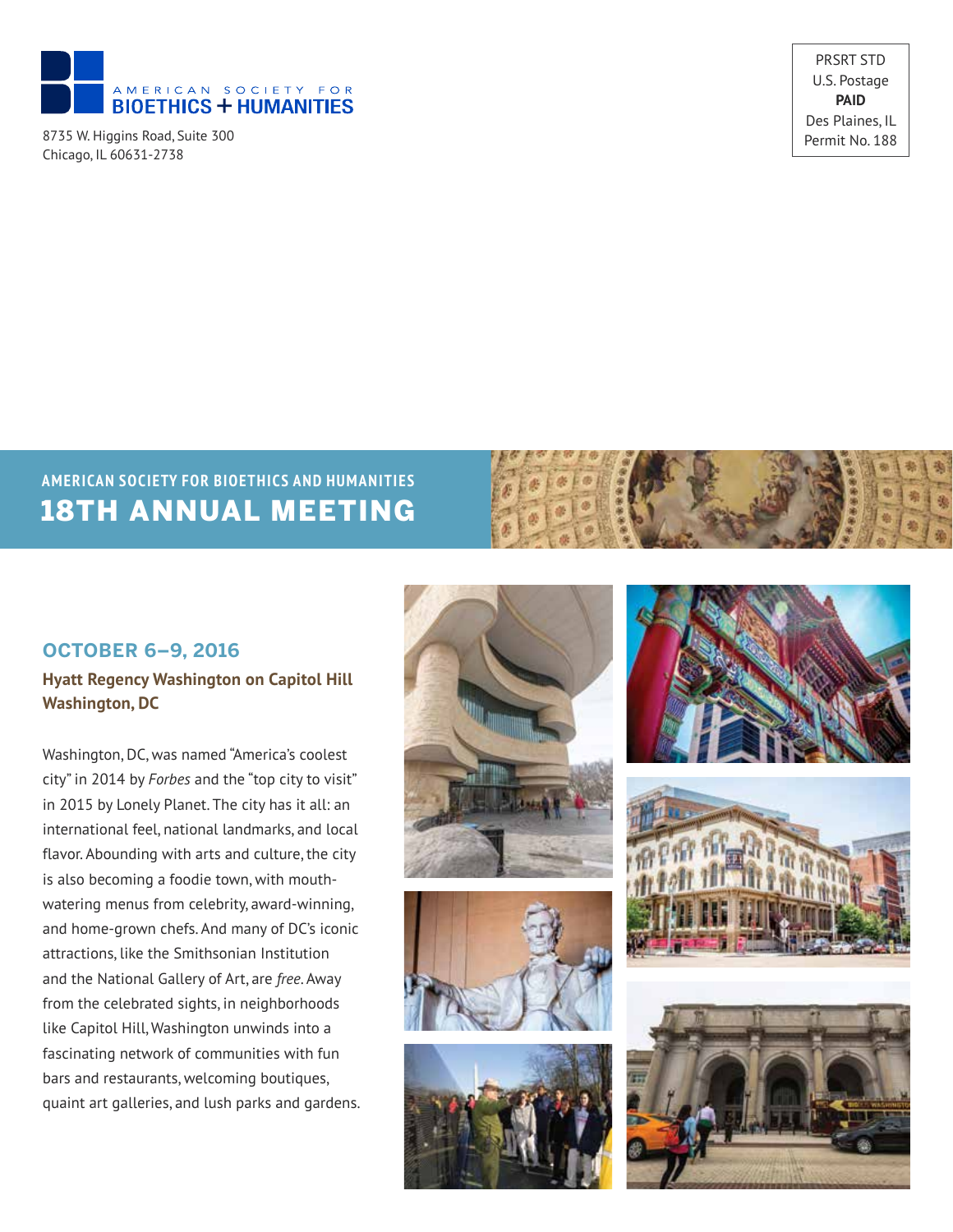AMERICAN SOCIETY FOR
BIOETHICS + HUMANITIES

8735 W. Higgins Road, Suite 300
Chicago, IL 60631-2738

PRSRT STD
U.S. Postage
**PAID**
Des Plaines, IL
Permit No. 188

## AMERICAN SOCIETY FOR BIOETHICS AND HUMANITIES

# 18TH ANNUAL MEETING

### OCTOBER 6–9, 2016

**Hyatt Regency Washington on Capitol Hill**
**Washington, DC**

Washington, DC, was named "America's coolest city" in 2014 by *Forbes* and the "top city to visit" in 2015 by Lonely Planet. The city has it all: an international feel, national landmarks, and local flavor. Abounding with arts and culture, the city is also becoming a foodie town, with mouth-watering menus from celebrity, award-winning, and home-grown chefs. And many of DC's iconic attractions, like the Smithsonian Institution and the National Gallery of Art, are *free*. Away from the celebrated sights, in neighborhoods like Capitol Hill, Washington unwinds into a fascinating network of communities with fun bars and restaurants, welcoming boutiques, quaint art galleries, and lush parks and gardens.